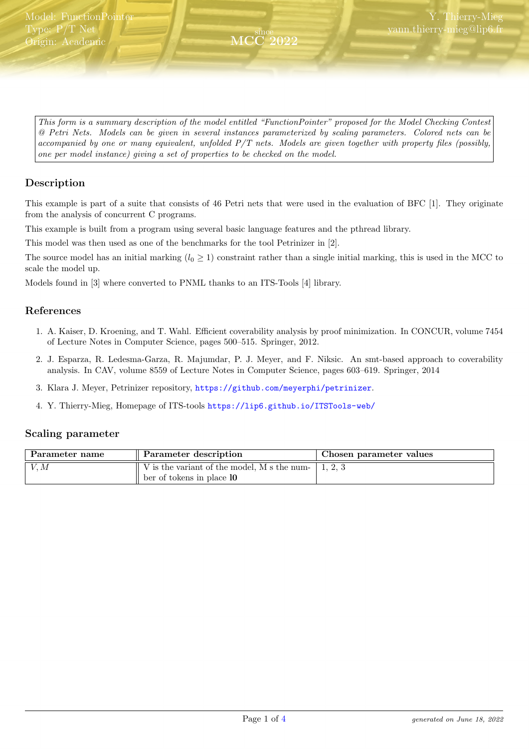Model: FunctionPointer
Type: P/T Net
Origin: Academic

since
MCC 2022

Y. Thierry-Mieg
yann.thierry-mieg@lip6.fr

*This form is a summary description of the model entitled "FunctionPointer" proposed for the Model Checking Contest @ Petri Nets. Models can be given in several instances parameterized by scaling parameters. Colored nets can be accompanied by one or many equivalent, unfolded P/T nets. Models are given together with property files (possibly, one per model instance) giving a set of properties to be checked on the model.*

## Description

This example is part of a suite that consists of 46 Petri nets that were used in the evaluation of BFC [1]. They originate from the analysis of concurrent C programs.

This example is built from a program using several basic language features and the pthread library.

This model was then used as one of the benchmarks for the tool Petrinizer in [2].

The source model has an initial marking ($l_0 \geq 1$) constraint rather than a single initial marking, this is used in the MCC to scale the model up.

Models found in [3] where converted to PNML thanks to an ITS-Tools [4] library.

## References

1. A. Kaiser, D. Kroening, and T. Wahl. Efficient coverability analysis by proof minimization. In CONCUR, volume 7454 of Lecture Notes in Computer Science, pages 500–515. Springer, 2012.
2. J. Esparza, R. Ledesma-Garza, R. Majumdar, P. J. Meyer, and F. Niksic. An smt-based approach to coverability analysis. In CAV, volume 8559 of Lecture Notes in Computer Science, pages 603–619. Springer, 2014
3. Klara J. Meyer, Petrinizer repository, https://github.com/meyerphi/petrinizer.
4. Y. Thierry-Mieg, Homepage of ITS-tools https://lip6.github.io/ITSTools-web/

## Scaling parameter

| Parameter name | Parameter description | Chosen parameter values |
|---|---|---|
| $V, M$ | V is the variant of the model, M s the number of tokens in place **l0** | 1, 2, 3 |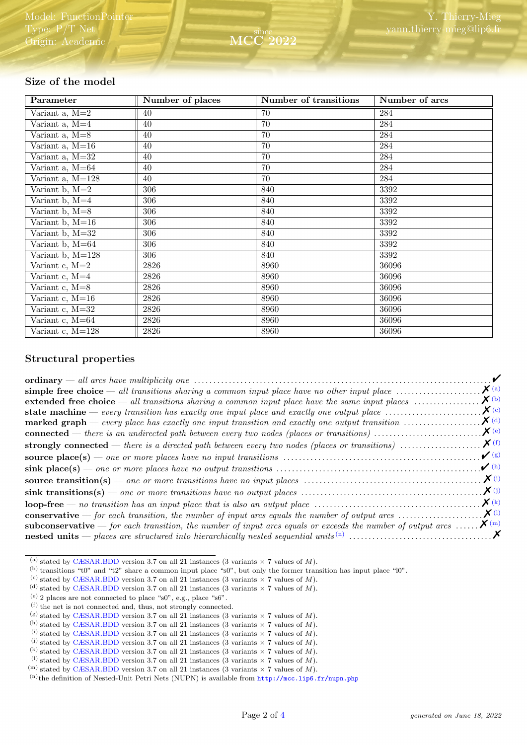## Size of the model

| Parameter | Number of places | Number of transitions | Number of arcs |
|---|---|---|---|
| Variant a, M=2 | 40 | 70 | 284 |
| Variant a, M=4 | 40 | 70 | 284 |
| Variant a, M=8 | 40 | 70 | 284 |
| Variant a, M=16 | 40 | 70 | 284 |
| Variant a, M=32 | 40 | 70 | 284 |
| Variant a, M=64 | 40 | 70 | 284 |
| Variant a, M=128 | 40 | 70 | 284 |
| Variant b, M=2 | 306 | 840 | 3392 |
| Variant b, M=4 | 306 | 840 | 3392 |
| Variant b, M=8 | 306 | 840 | 3392 |
| Variant b, M=16 | 306 | 840 | 3392 |
| Variant b, M=32 | 306 | 840 | 3392 |
| Variant b, M=64 | 306 | 840 | 3392 |
| Variant b, M=128 | 306 | 840 | 3392 |
| Variant c, M=2 | 2826 | 8960 | 36096 |
| Variant c, M=4 | 2826 | 8960 | 36096 |
| Variant c, M=8 | 2826 | 8960 | 36096 |
| Variant c, M=16 | 2826 | 8960 | 36096 |
| Variant c, M=32 | 2826 | 8960 | 36096 |
| Variant c, M=64 | 2826 | 8960 | 36096 |
| Variant c, M=128 | 2826 | 8960 | 36096 |

## Structural properties

**ordinary** — *all arcs have multiplicity one* ✔

**simple free choice** — *all transitions sharing a common input place have no other input place* ✗ [a]

**extended free choice** — *all transitions sharing a common input place have the same input places* ✗ [b]

**state machine** — *every transition has exactly one input place and exactly one output place* ✗ [c]

**marked graph** — *every place has exactly one input transition and exactly one output transition* ✗ [d]

**connected** — *there is an undirected path between every two nodes (places or transitions)* ✗ [e]

**strongly connected** — *there is a directed path between every two nodes (places or transitions)* ✗ [f]

**source place(s)** — *one or more places have no input transitions* ✔ [g]

**sink place(s)** — *one or more places have no output transitions* ✔ [h]

**source transition(s)** — *one or more transitions have no input places* ✗ [i]

**sink transitions(s)** — *one or more transitions have no output places* ✗ [j]

**loop-free** — *no transition has an input place that is also an output place* ✗ [k]

**conservative** — *for each transition, the number of input arcs equals the number of output arcs* ✗ [l]

**subconservative** — *for each transition, the number of input arcs equals or exceeds the number of output arcs* ✗ [m]

**nested units** — *places are structured into hierarchically nested sequential units* [n] ✗

---

[a] stated by CÆSAR.BDD version 3.7 on all 21 instances (3 variants × 7 values of $M$).

[b] transitions "t0" and "t2" share a common input place "s0", but only the former transition has input place "l0".

[c] stated by CÆSAR.BDD version 3.7 on all 21 instances (3 variants × 7 values of $M$).

[d] stated by CÆSAR.BDD version 3.7 on all 21 instances (3 variants × 7 values of $M$).

[e] 2 places are not connected to place "s0", e.g., place "s6".

[f] the net is not connected and, thus, not strongly connected.

[g] stated by CÆSAR.BDD version 3.7 on all 21 instances (3 variants × 7 values of $M$).

[h] stated by CÆSAR.BDD version 3.7 on all 21 instances (3 variants × 7 values of $M$).

[i] stated by CÆSAR.BDD version 3.7 on all 21 instances (3 variants × 7 values of $M$).

[j] stated by CÆSAR.BDD version 3.7 on all 21 instances (3 variants × 7 values of $M$).

[k] stated by CÆSAR.BDD version 3.7 on all 21 instances (3 variants × 7 values of $M$).

[l] stated by CÆSAR.BDD version 3.7 on all 21 instances (3 variants × 7 values of $M$).

[m] stated by CÆSAR.BDD version 3.7 on all 21 instances (3 variants × 7 values of $M$).

[n] the definition of Nested-Unit Petri Nets (NUPN) is available from http://mcc.lip6.fr/nupn.php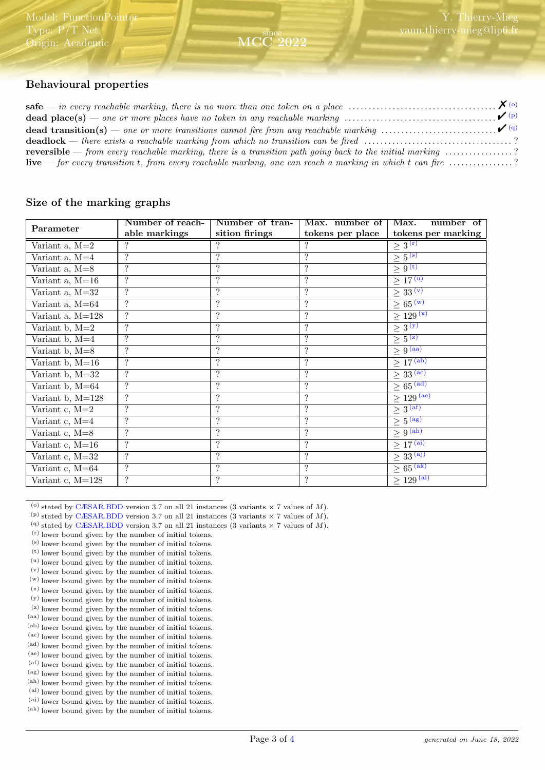## Behavioural properties

**safe** — *in every reachable marking, there is no more than one token on a place* .................................... ✗ (o)
**dead place(s)** — *one or more places have no token in any reachable marking* .................................... ✔ (p)
**dead transition(s)** — *one or more transitions cannot fire from any reachable marking* ............................ ✔ (q)
**deadlock** — *there exists a reachable marking from which no transition can be fired* .................................... ?
**reversible** — *from every reachable marking, there is a transition path going back to the initial marking* ................. ?
**live** — *for every transition t, from every reachable marking, one can reach a marking in which t can fire* ................ ?

## Size of the marking graphs

| Parameter | Number of reachable markings | Number of transition firings | Max. number of tokens per place | Max. number of tokens per marking |
|---|---|---|---|---|
| Variant a, M=2 | ? | ? | ? | $\geq 3$ (r) |
| Variant a, M=4 | ? | ? | ? | $\geq 5$ (s) |
| Variant a, M=8 | ? | ? | ? | $\geq 9$ (t) |
| Variant a, M=16 | ? | ? | ? | $\geq 17$ (u) |
| Variant a, M=32 | ? | ? | ? | $\geq 33$ (v) |
| Variant a, M=64 | ? | ? | ? | $\geq 65$ (w) |
| Variant a, M=128 | ? | ? | ? | $\geq 129$ (x) |
| Variant b, M=2 | ? | ? | ? | $\geq 3$ (y) |
| Variant b, M=4 | ? | ? | ? | $\geq 5$ (z) |
| Variant b, M=8 | ? | ? | ? | $\geq 9$ (aa) |
| Variant b, M=16 | ? | ? | ? | $\geq 17$ (ab) |
| Variant b, M=32 | ? | ? | ? | $\geq 33$ (ac) |
| Variant b, M=64 | ? | ? | ? | $\geq 65$ (ad) |
| Variant b, M=128 | ? | ? | ? | $\geq 129$ (ae) |
| Variant c, M=2 | ? | ? | ? | $\geq 3$ (af) |
| Variant c, M=4 | ? | ? | ? | $\geq 5$ (ag) |
| Variant c, M=8 | ? | ? | ? | $\geq 9$ (ah) |
| Variant c, M=16 | ? | ? | ? | $\geq 17$ (ai) |
| Variant c, M=32 | ? | ? | ? | $\geq 33$ (aj) |
| Variant c, M=64 | ? | ? | ? | $\geq 65$ (ak) |
| Variant c, M=128 | ? | ? | ? | $\geq 129$ (al) |

(o) stated by CÆSAR.BDD version 3.7 on all 21 instances (3 variants × 7 values of $M$).
(p) stated by CÆSAR.BDD version 3.7 on all 21 instances (3 variants × 7 values of $M$).
(q) stated by CÆSAR.BDD version 3.7 on all 21 instances (3 variants × 7 values of $M$).
(r) lower bound given by the number of initial tokens.
(s) lower bound given by the number of initial tokens.
(t) lower bound given by the number of initial tokens.
(u) lower bound given by the number of initial tokens.
(v) lower bound given by the number of initial tokens.
(w) lower bound given by the number of initial tokens.
(x) lower bound given by the number of initial tokens.
(y) lower bound given by the number of initial tokens.
(z) lower bound given by the number of initial tokens.
(aa) lower bound given by the number of initial tokens.
(ab) lower bound given by the number of initial tokens.
(ac) lower bound given by the number of initial tokens.
(ad) lower bound given by the number of initial tokens.
(ae) lower bound given by the number of initial tokens.
(af) lower bound given by the number of initial tokens.
(ag) lower bound given by the number of initial tokens.
(ah) lower bound given by the number of initial tokens.
(ai) lower bound given by the number of initial tokens.
(aj) lower bound given by the number of initial tokens.
(ak) lower bound given by the number of initial tokens.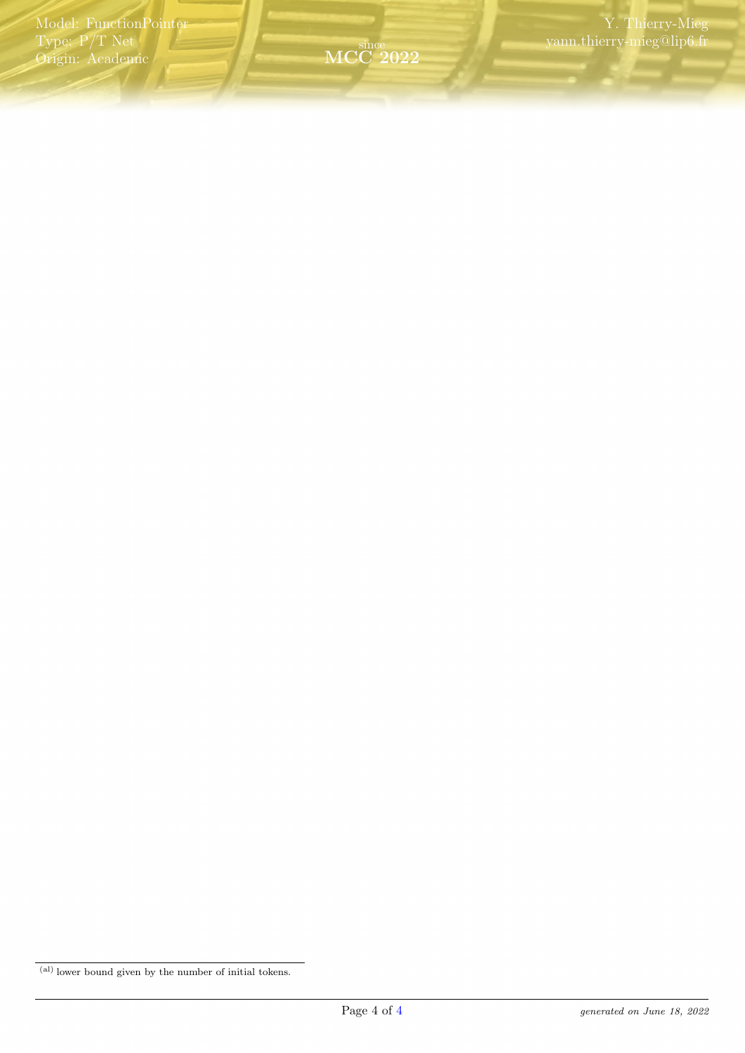(al) lower bound given by the number of initial tokens.